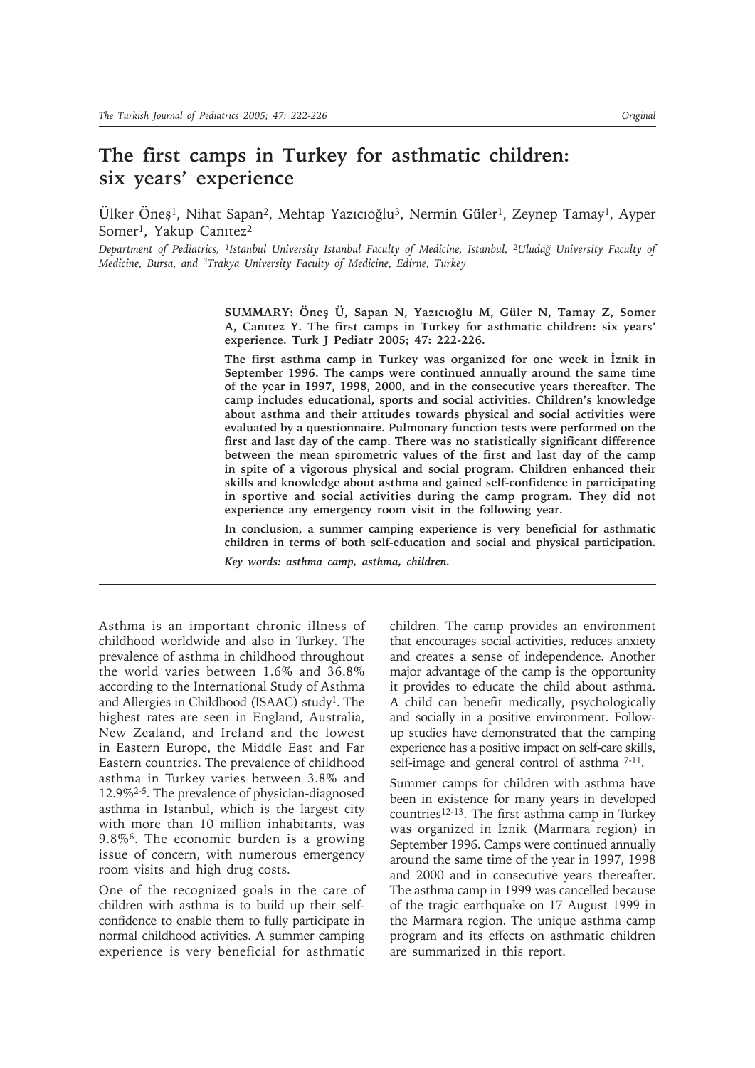# The first camps in Turkey for asthmatic children: six years' experience

Ülker Öneş[1], Nihat Sapan[2], Mehtap Yazıcıoğlu[3], Nermin Güler[1], Zeynep Tamay[1], Ayper Somer[1], Yakup Canıtez[2]

*Department of Pediatrics, [1]Istanbul University Istanbul Faculty of Medicine, Istanbul, [2]Uludağ University Faculty of Medicine, Bursa, and [3]Trakya University Faculty of Medicine, Edirne, Turkey*

**SUMMARY: Öneş Ü, Sapan N, Yazıcıoğlu M, Güler N, Tamay Z, Somer A, Canıtez Y. The first camps in Turkey for asthmatic children: six years' experience. Turk J Pediatr 2005; 47: 222-226.**

**The first asthma camp in Turkey was organized for one week in İznik in September 1996. The camps were continued annually around the same time of the year in 1997, 1998, 2000, and in the consecutive years thereafter. The camp includes educational, sports and social activities. Children's knowledge about asthma and their attitudes towards physical and social activities were evaluated by a questionnaire. Pulmonary function tests were performed on the first and last day of the camp. There was no statistically significant difference between the mean spirometric values of the first and last day of the camp in spite of a vigorous physical and social program. Children enhanced their skills and knowledge about asthma and gained self-confidence in participating in sportive and social activities during the camp program. They did not experience any emergency room visit in the following year.**

**In conclusion, a summer camping experience is very beneficial for asthmatic children in terms of both self-education and social and physical participation.**

***Key words: asthma camp, asthma, children.***

---

Asthma is an important chronic illness of childhood worldwide and also in Turkey. The prevalence of asthma in childhood throughout the world varies between 1.6% and 36.8% according to the International Study of Asthma and Allergies in Childhood (ISAAC) study[1]. The highest rates are seen in England, Australia, New Zealand, and Ireland and the lowest in Eastern Europe, the Middle East and Far Eastern countries. The prevalence of childhood asthma in Turkey varies between 3.8% and 12.9%[2-5]. The prevalence of physician-diagnosed asthma in Istanbul, which is the largest city with more than 10 million inhabitants, was 9.8%[6]. The economic burden is a growing issue of concern, with numerous emergency room visits and high drug costs.

One of the recognized goals in the care of children with asthma is to build up their self-confidence to enable them to fully participate in normal childhood activities. A summer camping experience is very beneficial for asthmatic children. The camp provides an environment that encourages social activities, reduces anxiety and creates a sense of independence. Another major advantage of the camp is the opportunity it provides to educate the child about asthma. A child can benefit medically, psychologically and socially in a positive environment. Follow-up studies have demonstrated that the camping experience has a positive impact on self-care skills, self-image and general control of asthma [7-11].

Summer camps for children with asthma have been in existence for many years in developed countries[12-13]. The first asthma camp in Turkey was organized in İznik (Marmara region) in September 1996. Camps were continued annually around the same time of the year in 1997, 1998 and 2000 and in consecutive years thereafter. The asthma camp in 1999 was cancelled because of the tragic earthquake on 17 August 1999 in the Marmara region. The unique asthma camp program and its effects on asthmatic children are summarized in this report.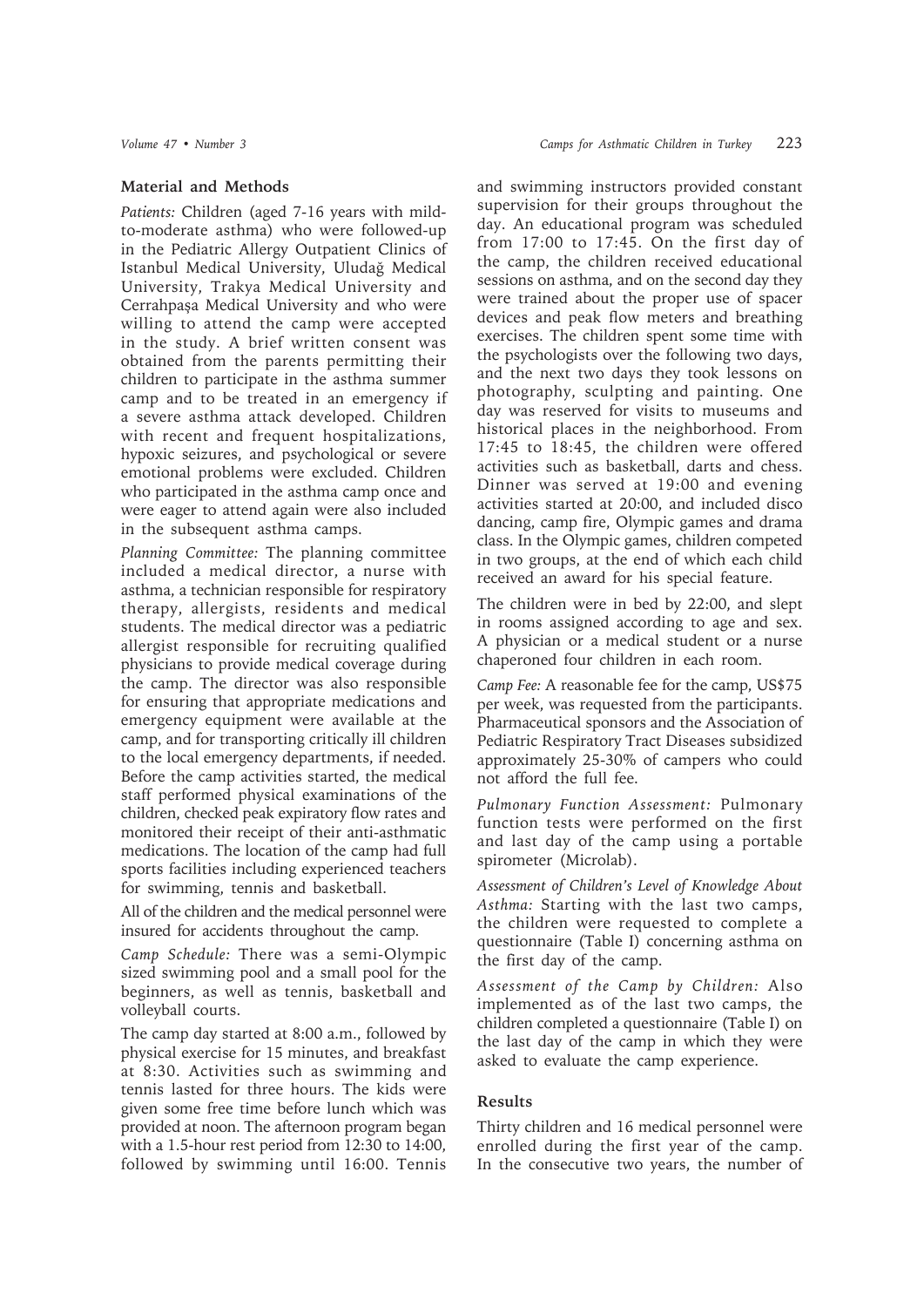## Material and Methods

*Patients:* Children (aged 7-16 years with mild-to-moderate asthma) who were followed-up in the Pediatric Allergy Outpatient Clinics of Istanbul Medical University, Uludağ Medical University, Trakya Medical University and Cerrahpaşa Medical University and who were willing to attend the camp were accepted in the study. A brief written consent was obtained from the parents permitting their children to participate in the asthma summer camp and to be treated in an emergency if a severe asthma attack developed. Children with recent and frequent hospitalizations, hypoxic seizures, and psychological or severe emotional problems were excluded. Children who participated in the asthma camp once and were eager to attend again were also included in the subsequent asthma camps.

*Planning Committee:* The planning committee included a medical director, a nurse with asthma, a technician responsible for respiratory therapy, allergists, residents and medical students. The medical director was a pediatric allergist responsible for recruiting qualified physicians to provide medical coverage during the camp. The director was also responsible for ensuring that appropriate medications and emergency equipment were available at the camp, and for transporting critically ill children to the local emergency departments, if needed. Before the camp activities started, the medical staff performed physical examinations of the children, checked peak expiratory flow rates and monitored their receipt of their anti-asthmatic medications. The location of the camp had full sports facilities including experienced teachers for swimming, tennis and basketball.

All of the children and the medical personnel were insured for accidents throughout the camp.

*Camp Schedule:* There was a semi-Olympic sized swimming pool and a small pool for the beginners, as well as tennis, basketball and volleyball courts.

The camp day started at 8:00 a.m., followed by physical exercise for 15 minutes, and breakfast at 8:30. Activities such as swimming and tennis lasted for three hours. The kids were given some free time before lunch which was provided at noon. The afternoon program began with a 1.5-hour rest period from 12:30 to 14:00, followed by swimming until 16:00. Tennis and swimming instructors provided constant supervision for their groups throughout the day. An educational program was scheduled from 17:00 to 17:45. On the first day of the camp, the children received educational sessions on asthma, and on the second day they were trained about the proper use of spacer devices and peak flow meters and breathing exercises. The children spent some time with the psychologists over the following two days, and the next two days they took lessons on photography, sculpting and painting. One day was reserved for visits to museums and historical places in the neighborhood. From 17:45 to 18:45, the children were offered activities such as basketball, darts and chess. Dinner was served at 19:00 and evening activities started at 20:00, and included disco dancing, camp fire, Olympic games and drama class. In the Olympic games, children competed in two groups, at the end of which each child received an award for his special feature.

The children were in bed by 22:00, and slept in rooms assigned according to age and sex. A physician or a medical student or a nurse chaperoned four children in each room.

*Camp Fee:* A reasonable fee for the camp, US$75 per week, was requested from the participants. Pharmaceutical sponsors and the Association of Pediatric Respiratory Tract Diseases subsidized approximately 25-30% of campers who could not afford the full fee.

*Pulmonary Function Assessment:* Pulmonary function tests were performed on the first and last day of the camp using a portable spirometer (Microlab).

*Assessment of Children's Level of Knowledge About Asthma:* Starting with the last two camps, the children were requested to complete a questionnaire (Table I) concerning asthma on the first day of the camp.

*Assessment of the Camp by Children:* Also implemented as of the last two camps, the children completed a questionnaire (Table I) on the last day of the camp in which they were asked to evaluate the camp experience.

## Results

Thirty children and 16 medical personnel were enrolled during the first year of the camp. In the consecutive two years, the number of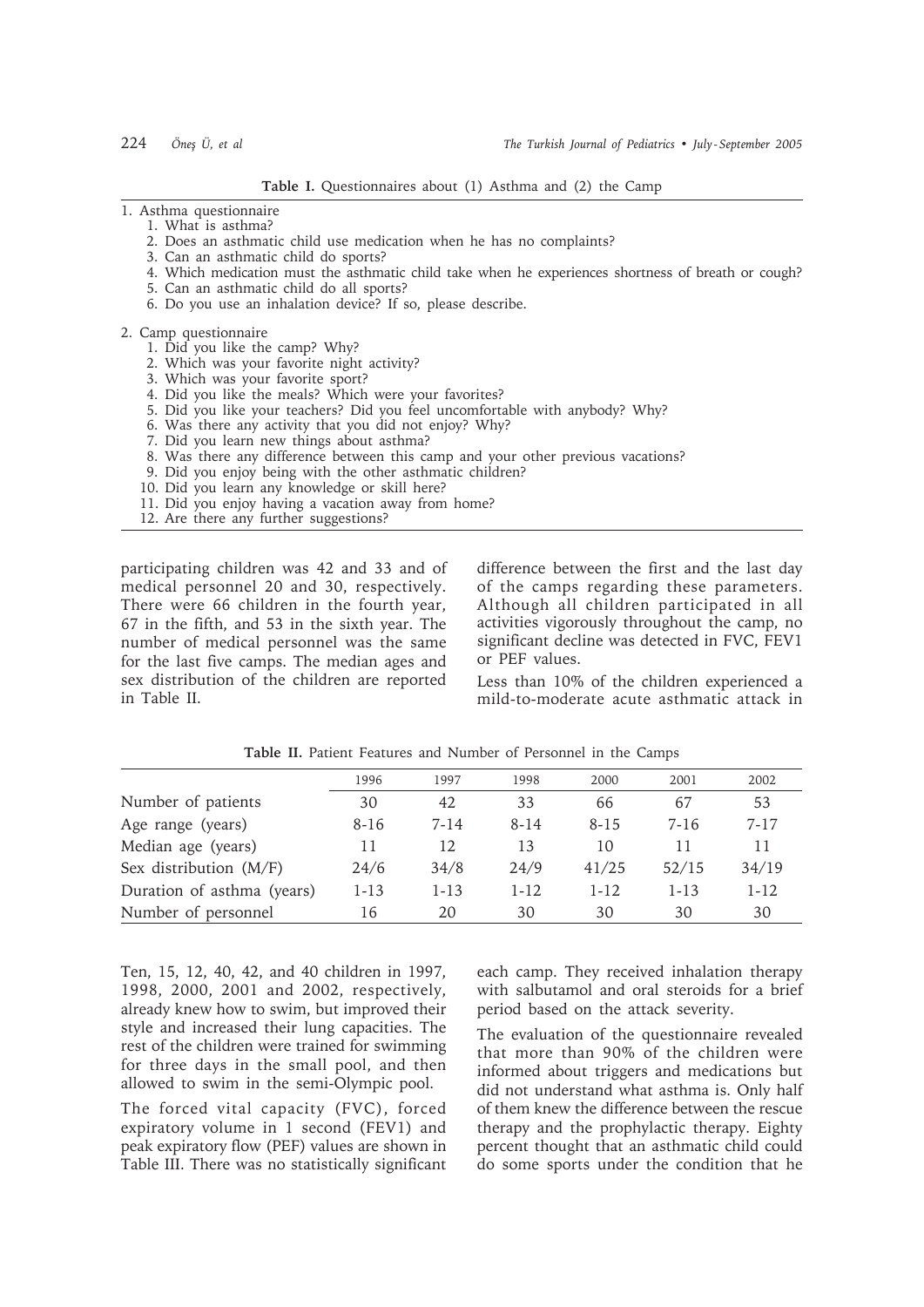**Table I.** Questionnaires about (1) Asthma and (2) the Camp

1. Asthma questionnaire
   1. What is asthma?
   2. Does an asthmatic child use medication when he has no complaints?
   3. Can an asthmatic child do sports?
   4. Which medication must the asthmatic child take when he experiences shortness of breath or cough?
   5. Can an asthmatic child do all sports?
   6. Do you use an inhalation device? If so, please describe.

2. Camp questionnaire
   1. Did you like the camp? Why?
   2. Which was your favorite night activity?
   3. Which was your favorite sport?
   4. Did you like the meals? Which were your favorites?
   5. Did you like your teachers? Did you feel uncomfortable with anybody? Why?
   6. Was there any activity that you did not enjoy? Why?
   7. Did you learn new things about asthma?
   8. Was there any difference between this camp and your other previous vacations?
   9. Did you enjoy being with the other asthmatic children?
   10. Did you learn any knowledge or skill here?
   11. Did you enjoy having a vacation away from home?
   12. Are there any further suggestions?

participating children was 42 and 33 and of medical personnel 20 and 30, respectively. There were 66 children in the fourth year, 67 in the fifth, and 53 in the sixth year. The number of medical personnel was the same for the last five camps. The median ages and sex distribution of the children are reported in Table II.

**Table II.** Patient Features and Number of Personnel in the Camps

| | 1996 | 1997 | 1998 | 2000 | 2001 | 2002 |
|---|---|---|---|---|---|---|
| Number of patients | 30 | 42 | 33 | 66 | 67 | 53 |
| Age range (years) | 8-16 | 7-14 | 8-14 | 8-15 | 7-16 | 7-17 |
| Median age (years) | 11 | 12 | 13 | 10 | 11 | 11 |
| Sex distribution (M/F) | 24/6 | 34/8 | 24/9 | 41/25 | 52/15 | 34/19 |
| Duration of asthma (years) | 1-13 | 1-13 | 1-12 | 1-12 | 1-13 | 1-12 |
| Number of personnel | 16 | 20 | 30 | 30 | 30 | 30 |

Ten, 15, 12, 40, 42, and 40 children in 1997, 1998, 2000, 2001 and 2002, respectively, already knew how to swim, but improved their style and increased their lung capacities. The rest of the children were trained for swimming for three days in the small pool, and then allowed to swim in the semi-Olympic pool.

The forced vital capacity (FVC), forced expiratory volume in 1 second (FEV1) and peak expiratory flow (PEF) values are shown in Table III. There was no statistically significant difference between the first and the last day of the camps regarding these parameters. Although all children participated in all activities vigorously throughout the camp, no significant decline was detected in FVC, FEV1 or PEF values.

Less than 10% of the children experienced a mild-to-moderate acute asthmatic attack in each camp. They received inhalation therapy with salbutamol and oral steroids for a brief period based on the attack severity.

The evaluation of the questionnaire revealed that more than 90% of the children were informed about triggers and medications but did not understand what asthma is. Only half of them knew the difference between the rescue therapy and the prophylactic therapy. Eighty percent thought that an asthmatic child could do some sports under the condition that he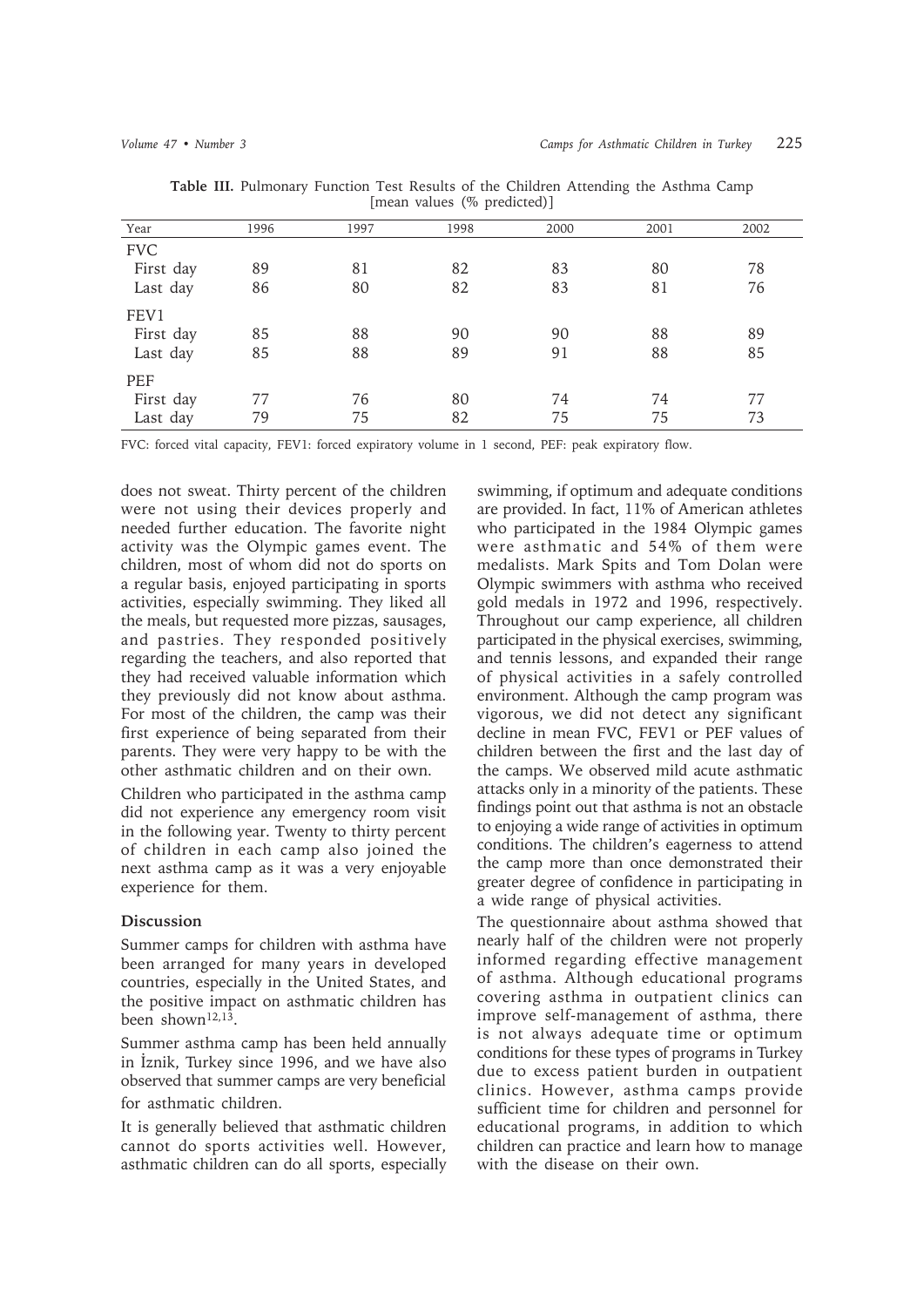**Table III.** Pulmonary Function Test Results of the Children Attending the Asthma Camp [mean values (% predicted)]

| Year | 1996 | 1997 | 1998 | 2000 | 2001 | 2002 |
|---|---|---|---|---|---|---|
| FVC | | | | | | |
| First day | 89 | 81 | 82 | 83 | 80 | 78 |
| Last day | 86 | 80 | 82 | 83 | 81 | 76 |
| FEV1 | | | | | | |
| First day | 85 | 88 | 90 | 90 | 88 | 89 |
| Last day | 85 | 88 | 89 | 91 | 88 | 85 |
| PEF | | | | | | |
| First day | 77 | 76 | 80 | 74 | 74 | 77 |
| Last day | 79 | 75 | 82 | 75 | 75 | 73 |

FVC: forced vital capacity, FEV1: forced expiratory volume in 1 second, PEF: peak expiratory flow.

does not sweat. Thirty percent of the children were not using their devices properly and needed further education. The favorite night activity was the Olympic games event. The children, most of whom did not do sports on a regular basis, enjoyed participating in sports activities, especially swimming. They liked all the meals, but requested more pizzas, sausages, and pastries. They responded positively regarding the teachers, and also reported that they had received valuable information which they previously did not know about asthma. For most of the children, the camp was their first experience of being separated from their parents. They were very happy to be with the other asthmatic children and on their own.

Children who participated in the asthma camp did not experience any emergency room visit in the following year. Twenty to thirty percent of children in each camp also joined the next asthma camp as it was a very enjoyable experience for them.

## Discussion

Summer camps for children with asthma have been arranged for many years in developed countries, especially in the United States, and the positive impact on asthmatic children has been shown[12,13].

Summer asthma camp has been held annually in İznik, Turkey since 1996, and we have also observed that summer camps are very beneficial for asthmatic children.

It is generally believed that asthmatic children cannot do sports activities well. However, asthmatic children can do all sports, especially swimming, if optimum and adequate conditions are provided. In fact, 11% of American athletes who participated in the 1984 Olympic games were asthmatic and 54% of them were medalists. Mark Spits and Tom Dolan were Olympic swimmers with asthma who received gold medals in 1972 and 1996, respectively. Throughout our camp experience, all children participated in the physical exercises, swimming, and tennis lessons, and expanded their range of physical activities in a safely controlled environment. Although the camp program was vigorous, we did not detect any significant decline in mean FVC, FEV1 or PEF values of children between the first and the last day of the camps. We observed mild acute asthmatic attacks only in a minority of the patients. These findings point out that asthma is not an obstacle to enjoying a wide range of activities in optimum conditions. The children's eagerness to attend the camp more than once demonstrated their greater degree of confidence in participating in a wide range of physical activities.

The questionnaire about asthma showed that nearly half of the children were not properly informed regarding effective management of asthma. Although educational programs covering asthma in outpatient clinics can improve self-management of asthma, there is not always adequate time or optimum conditions for these types of programs in Turkey due to excess patient burden in outpatient clinics. However, asthma camps provide sufficient time for children and personnel for educational programs, in addition to which children can practice and learn how to manage with the disease on their own.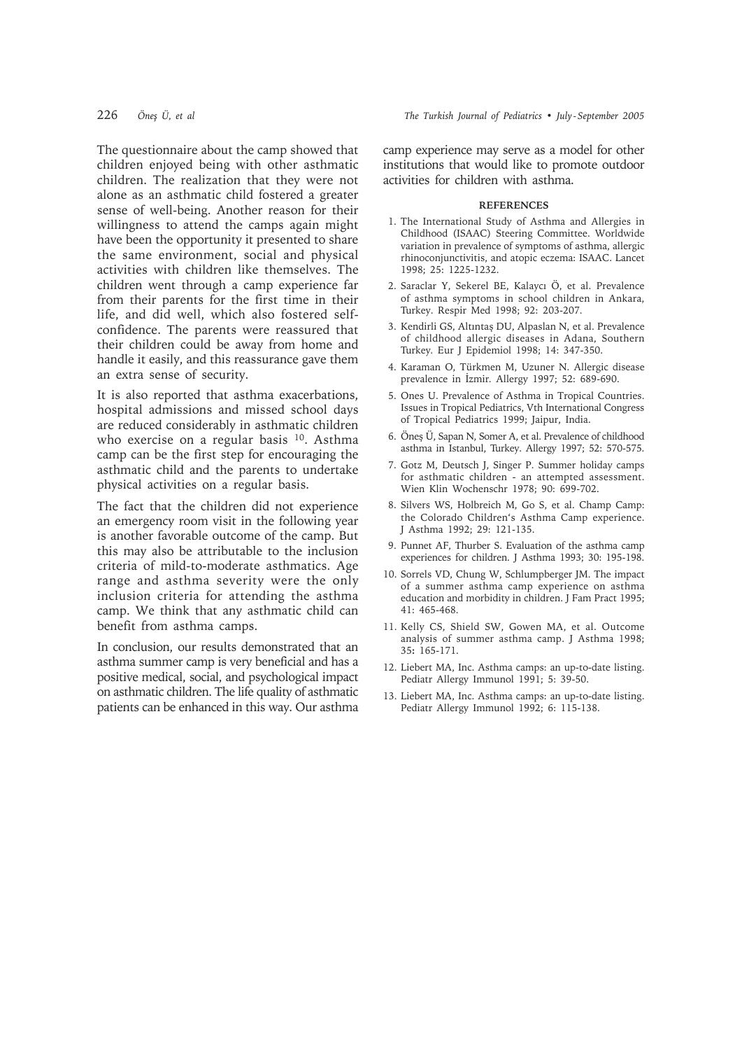The questionnaire about the camp showed that children enjoyed being with other asthmatic children. The realization that they were not alone as an asthmatic child fostered a greater sense of well-being. Another reason for their willingness to attend the camps again might have been the opportunity it presented to share the same environment, social and physical activities with children like themselves. The children went through a camp experience far from their parents for the first time in their life, and did well, which also fostered self-confidence. The parents were reassured that their children could be away from home and handle it easily, and this reassurance gave them an extra sense of security.

It is also reported that asthma exacerbations, hospital admissions and missed school days are reduced considerably in asthmatic children who exercise on a regular basis [10]. Asthma camp can be the first step for encouraging the asthmatic child and the parents to undertake physical activities on a regular basis.

The fact that the children did not experience an emergency room visit in the following year is another favorable outcome of the camp. But this may also be attributable to the inclusion criteria of mild-to-moderate asthmatics. Age range and asthma severity were the only inclusion criteria for attending the asthma camp. We think that any asthmatic child can benefit from asthma camps.

In conclusion, our results demonstrated that an asthma summer camp is very beneficial and has a positive medical, social, and psychological impact on asthmatic children. The life quality of asthmatic patients can be enhanced in this way. Our asthma camp experience may serve as a model for other institutions that would like to promote outdoor activities for children with asthma.

## REFERENCES

1. The International Study of Asthma and Allergies in Childhood (ISAAC) Steering Committee. Worldwide variation in prevalence of symptoms of asthma, allergic rhinoconjunctivitis, and atopic eczema: ISAAC. Lancet 1998; 25: 1225-1232.
2. Saraclar Y, Sekerel BE, Kalaycı Ö, et al. Prevalence of asthma symptoms in school children in Ankara, Turkey. Respir Med 1998; 92: 203-207.
3. Kendirli GS, Altıntaş DU, Alpaslan N, et al. Prevalence of childhood allergic diseases in Adana, Southern Turkey. Eur J Epidemiol 1998; 14: 347-350.
4. Karaman O, Türkmen M, Uzuner N. Allergic disease prevalence in İzmir. Allergy 1997; 52: 689-690.
5. Ones U. Prevalence of Asthma in Tropical Countries. Issues in Tropical Pediatrics, Vth International Congress of Tropical Pediatrics 1999; Jaipur, India.
6. Öneş Ü, Sapan N, Somer A, et al. Prevalence of childhood asthma in Istanbul, Turkey. Allergy 1997; 52: 570-575.
7. Gotz M, Deutsch J, Singer P. Summer holiday camps for asthmatic children - an attempted assessment. Wien Klin Wochenschr 1978; 90: 699-702.
8. Silvers WS, Holbreich M, Go S, et al. Champ Camp: the Colorado Children's Asthma Camp experience. J Asthma 1992; 29: 121-135.
9. Punnet AF, Thurber S. Evaluation of the asthma camp experiences for children. J Asthma 1993; 30: 195-198.
10. Sorrels VD, Chung W, Schlumpberger JM. The impact of a summer asthma camp experience on asthma education and morbidity in children. J Fam Pract 1995; 41: 465-468.
11. Kelly CS, Shield SW, Gowen MA, et al. Outcome analysis of summer asthma camp. J Asthma 1998; 35: 165-171.
12. Liebert MA, Inc. Asthma camps: an up-to-date listing. Pediatr Allergy Immunol 1991; 5: 39-50.
13. Liebert MA, Inc. Asthma camps: an up-to-date listing. Pediatr Allergy Immunol 1992; 6: 115-138.